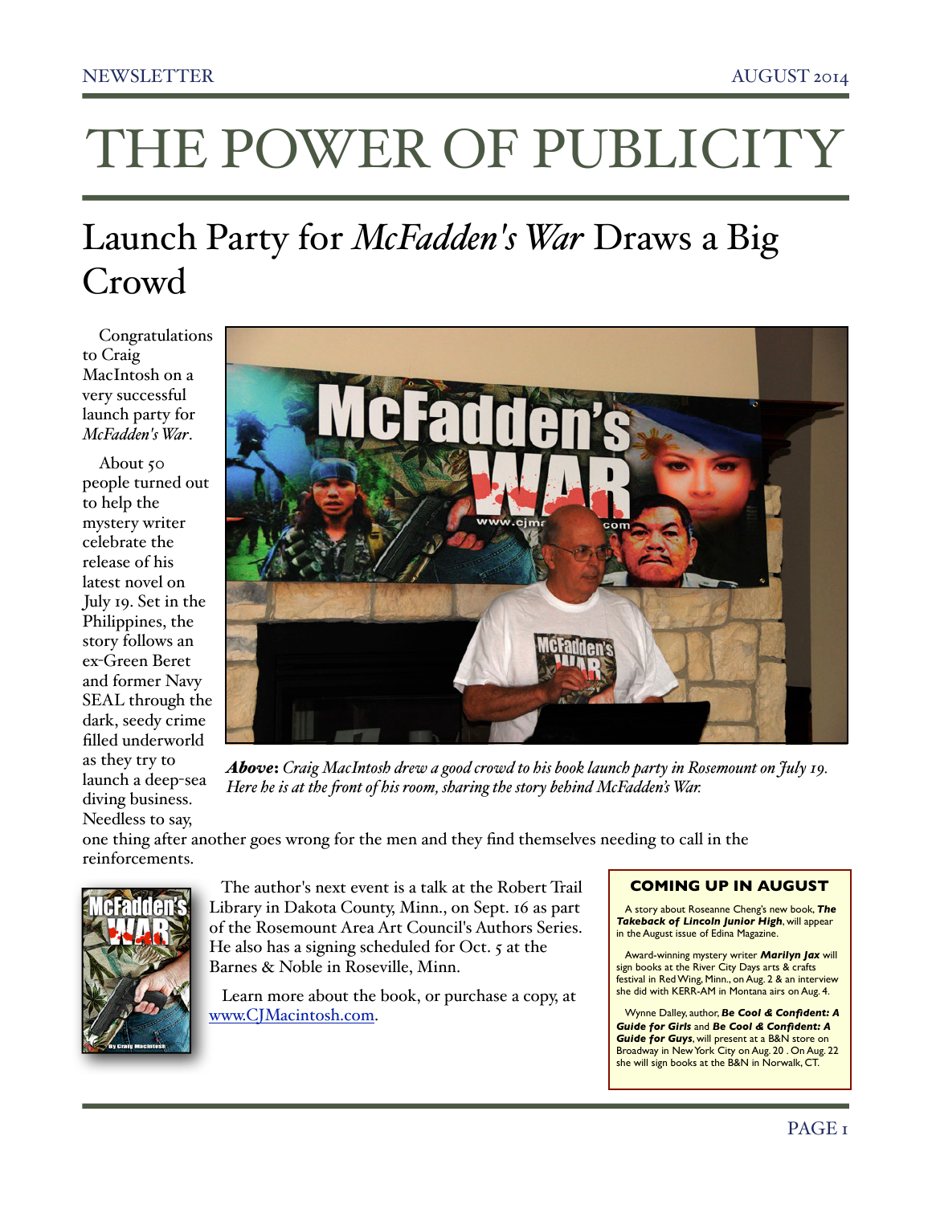# THE POWER OF PUBLICITY

## Launch Party for *McFadden's War* Draws a Big Crowd

Congratulations to Craig MacIntosh on a very successful launch party for *McFadden's War*.

About 50 people turned out to help the mystery writer celebrate the release of his latest novel on July 19. Set in the Philippines, the story follows an ex-Green Beret and former Navy SEAL through the dark, seedy crime filled underworld as they try to launch a deep-sea diving business. Needless to say, one thing after another goes wrong for the men and they find themselves needing to call in the reinforcements.

***Above:*** *Craig MacIntosh drew a good crowd to his book launch party in Rosemount on July 19. Here he is at the front of his room, sharing the story behind McFadden's War.*

The author's next event is a talk at the Robert Trail Library in Dakota County, Minn., on Sept. 16 as part of the Rosemount Area Art Council's Authors Series. He also has a signing scheduled for Oct. 5 at the Barnes & Noble in Roseville, Minn.

Learn more about the book, or purchase a copy, at www.CJMacintosh.com.

### COMING UP IN AUGUST

A story about Roseanne Cheng's new book, ***The Takeback of Lincoln Junior High***, will appear in the August issue of Edina Magazine.

Award-winning mystery writer ***Marilyn Jax*** will sign books at the River City Days arts & crafts festival in Red Wing, Minn., on Aug. 2 & an interview she did with KERR-AM in Montana airs on Aug. 4.

Wynne Dalley, author, ***Be Cool & Confident: A Guide for Girls*** and ***Be Cool & Confident: A Guide for Guys***, will present at a B&N store on Broadway in New York City on Aug. 20 . On Aug. 22 she will sign books at the B&N in Norwalk, CT.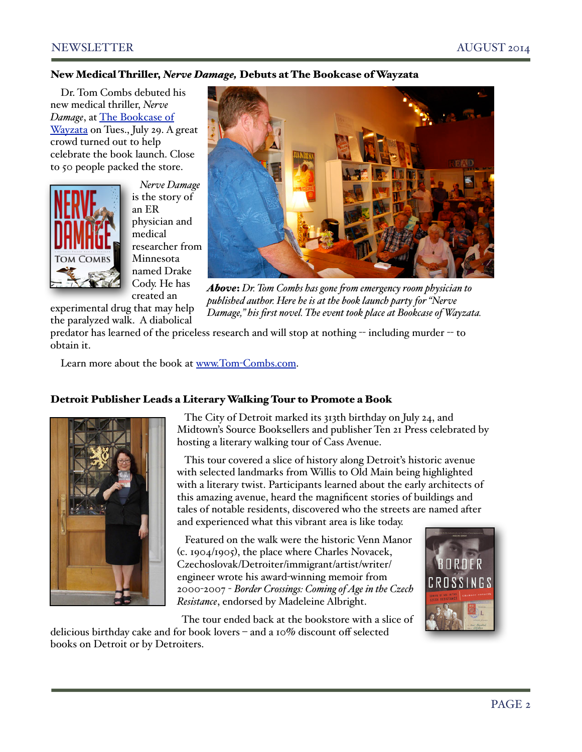## New Medical Thriller, *Nerve Damage,* Debuts at The Bookcase of Wayzata

Dr. Tom Combs debuted his new medical thriller, *Nerve Damage*, at The Bookcase of Wayzata on Tues., July 29. A great crowd turned out to help celebrate the book launch. Close to 50 people packed the store.

*Nerve Damage* is the story of an ER physician and medical researcher from Minnesota named Drake Cody. He has created an experimental drug that may help the paralyzed walk. A diabolical predator has learned of the priceless research and will stop at nothing -- including murder -- to obtain it.

***Above***: *Dr. Tom Combs has gone from emergency room physician to published author. Here he is at the book launch party for "Nerve Damage," his first novel. The event took place at Bookcase of Wayzata.*

Learn more about the book at www.Tom-Combs.com.

## Detroit Publisher Leads a Literary Walking Tour to Promote a Book

The City of Detroit marked its 313th birthday on July 24, and Midtown's Source Booksellers and publisher Ten 21 Press celebrated by hosting a literary walking tour of Cass Avenue.

This tour covered a slice of history along Detroit's historic avenue with selected landmarks from Willis to Old Main being highlighted with a literary twist. Participants learned about the early architects of this amazing avenue, heard the magnificent stories of buildings and tales of notable residents, discovered who the streets are named after and experienced what this vibrant area is like today.

Featured on the walk were the historic Venn Manor (c. 1904/1905), the place where Charles Novacek, Czechoslovak/Detroiter/immigrant/artist/writer/engineer wrote his award-winning memoir from 2000-2007 - *Border Crossings: Coming of Age in the Czech Resistance*, endorsed by Madeleine Albright.

The tour ended back at the bookstore with a slice of delicious birthday cake and for book lovers – and a 10% discount off selected books on Detroit or by Detroiters.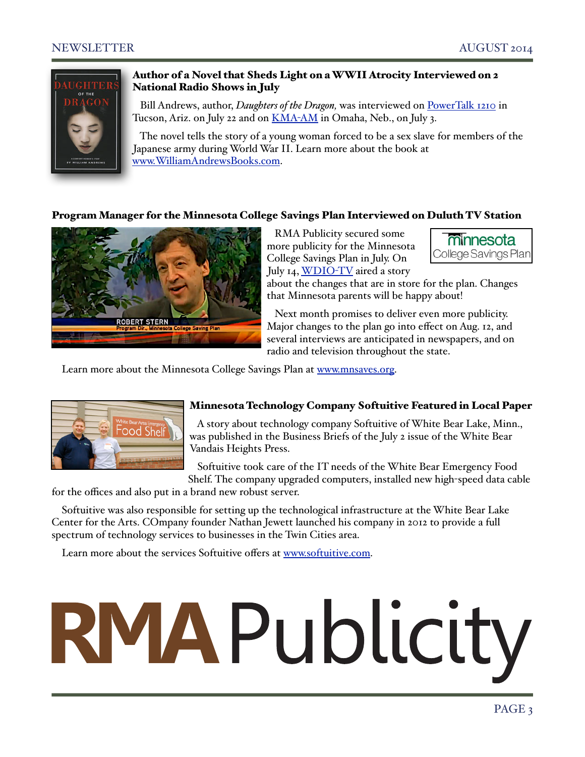## Author of a Novel that Sheds Light on a WWII Atrocity Interviewed on 2 National Radio Shows in July

Bill Andrews, author, *Daughters of the Dragon,* was interviewed on [PowerTalk 1210]() in Tucson, Ariz. on July 22 and on [KMA-AM]() in Omaha, Neb., on July 3.

The novel tells the story of a young woman forced to be a sex slave for members of the Japanese army during World War II. Learn more about the book at [www.WilliamAndrewsBooks.com]().

## Program Manager for the Minnesota College Savings Plan Interviewed on Duluth TV Station

RMA Publicity secured some more publicity for the Minnesota College Savings Plan in July. On July 14, [WDIO-TV]() aired a story about the changes that are in store for the plan. Changes that Minnesota parents will be happy about!

Next month promises to deliver even more publicity. Major changes to the plan go into effect on Aug. 12, and several interviews are anticipated in newspapers, and on radio and television throughout the state.

Learn more about the Minnesota College Savings Plan at [www.mnsaves.org]().

## Minnesota Technology Company Softuitive Featured in Local Paper

A story about technology company Softuitive of White Bear Lake, Minn., was published in the Business Briefs of the July 2 issue of the White Bear Vandais Heights Press.

Softuitive took care of the IT needs of the White Bear Emergency Food Shelf. The company upgraded computers, installed new high-speed data cable for the offices and also put in a brand new robust server.

Softuitive was also responsible for setting up the technological infrastructure at the White Bear Lake Center for the Arts. COmpany founder Nathan Jewett launched his company in 2012 to provide a full spectrum of technology services to businesses in the Twin Cities area.

Learn more about the services Softuitive offers at [www.softuitive.com]().

# RMA Publicity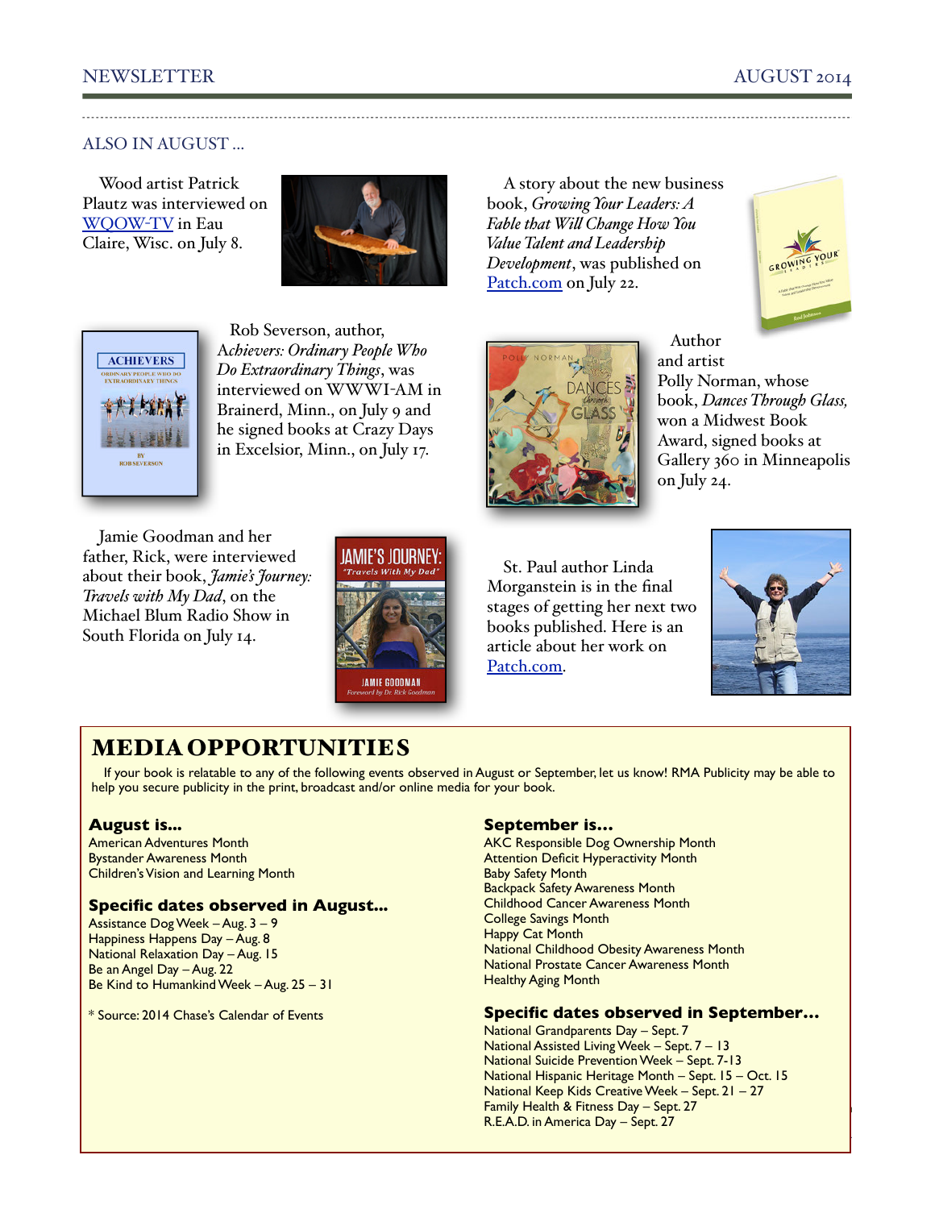## ALSO IN AUGUST ...

Wood artist Patrick Plautz was interviewed on WQOW-TV in Eau Claire, Wisc. on July 8.

A story about the new business book, *Growing Your Leaders: A Fable that Will Change How You Value Talent and Leadership Development*, was published on Patch.com on July 22.

Rob Severson, author, *Achievers: Ordinary People Who Do Extraordinary Things*, was interviewed on WWWI-AM in Brainerd, Minn., on July 9 and he signed books at Crazy Days in Excelsior, Minn., on July 17.

Author and artist Polly Norman, whose book, *Dances Through Glass,* won a Midwest Book Award, signed books at Gallery 360 in Minneapolis on July 24.

Jamie Goodman and her father, Rick, were interviewed about their book, *Jamie's Journey: Travels with My Dad*, on the Michael Blum Radio Show in South Florida on July 14.

St. Paul author Linda Morganstein is in the final stages of getting her next two books published. Here is an article about her work on Patch.com.

## MEDIA OPPORTUNITIES

If your book is relatable to any of the following events observed in August or September, let us know! RMA Publicity may be able to help you secure publicity in the print, broadcast and/or online media for your book.

### August is...

American Adventures Month
Bystander Awareness Month
Children's Vision and Learning Month

### Specific dates observed in August...

Assistance Dog Week – Aug. 3 – 9
Happiness Happens Day – Aug. 8
National Relaxation Day – Aug. 15
Be an Angel Day – Aug. 22
Be Kind to Humankind Week – Aug. 25 – 31

\* Source: 2014 Chase's Calendar of Events

### September is...

AKC Responsible Dog Ownership Month
Attention Deficit Hyperactivity Month
Baby Safety Month
Backpack Safety Awareness Month
Childhood Cancer Awareness Month
College Savings Month
Happy Cat Month
National Childhood Obesity Awareness Month
National Prostate Cancer Awareness Month
Healthy Aging Month

### Specific dates observed in September...

National Grandparents Day – Sept. 7
National Assisted Living Week – Sept. 7 – 13
National Suicide Prevention Week – Sept. 7-13
National Hispanic Heritage Month – Sept. 15 – Oct. 15
National Keep Kids Creative Week – Sept. 21 – 27
Family Health & Fitness Day – Sept. 27
R.E.A.D. in America Day – Sept. 27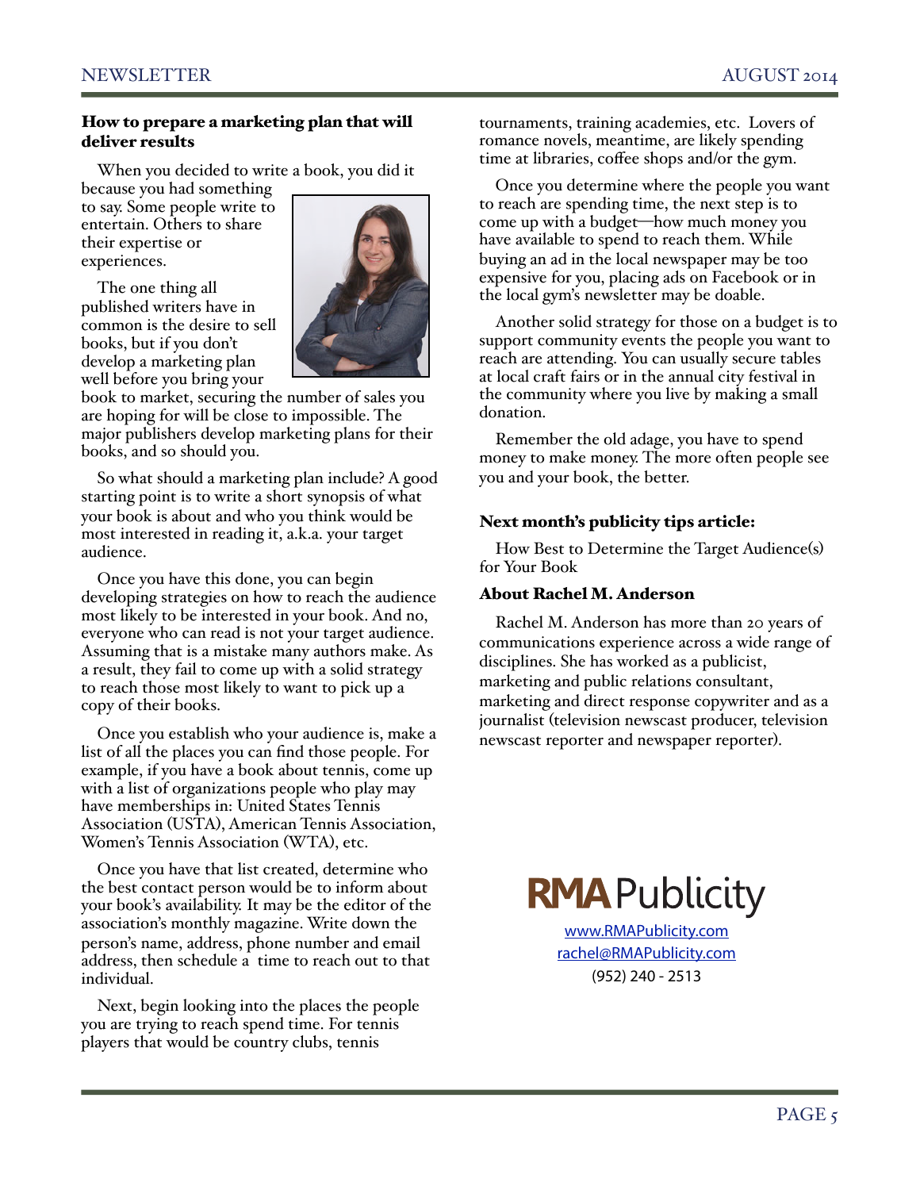## How to prepare a marketing plan that will deliver results

When you decided to write a book, you did it because you had something to say. Some people write to entertain. Others to share their expertise or experiences.

The one thing all published writers have in common is the desire to sell books, but if you don't develop a marketing plan well before you bring your book to market, securing the number of sales you are hoping for will be close to impossible. The major publishers develop marketing plans for their books, and so should you.

So what should a marketing plan include? A good starting point is to write a short synopsis of what your book is about and who you think would be most interested in reading it, a.k.a. your target audience.

Once you have this done, you can begin developing strategies on how to reach the audience most likely to be interested in your book. And no, everyone who can read is not your target audience. Assuming that is a mistake many authors make. As a result, they fail to come up with a solid strategy to reach those most likely to want to pick up a copy of their books.

Once you establish who your audience is, make a list of all the places you can find those people. For example, if you have a book about tennis, come up with a list of organizations people who play may have memberships in: United States Tennis Association (USTA), American Tennis Association, Women's Tennis Association (WTA), etc.

Once you have that list created, determine who the best contact person would be to inform about your book's availability. It may be the editor of the association's monthly magazine. Write down the person's name, address, phone number and email address, then schedule a time to reach out to that individual.

Next, begin looking into the places the people you are trying to reach spend time. For tennis players that would be country clubs, tennis tournaments, training academies, etc. Lovers of romance novels, meantime, are likely spending time at libraries, coffee shops and/or the gym.

Once you determine where the people you want to reach are spending time, the next step is to come up with a budget—how much money you have available to spend to reach them. While buying an ad in the local newspaper may be too expensive for you, placing ads on Facebook or in the local gym's newsletter may be doable.

Another solid strategy for those on a budget is to support community events the people you want to reach are attending. You can usually secure tables at local craft fairs or in the annual city festival in the community where you live by making a small donation.

Remember the old adage, you have to spend money to make money. The more often people see you and your book, the better.

## Next month's publicity tips article:

How Best to Determine the Target Audience(s) for Your Book

### About Rachel M. Anderson

Rachel M. Anderson has more than 20 years of communications experience across a wide range of disciplines. She has worked as a publicist, marketing and public relations consultant, marketing and direct response copywriter and as a journalist (television newscast producer, television newscast reporter and newspaper reporter).

**RMA** Publicity

www.RMAPublicity.com

rachel@RMAPublicity.com

(952) 240 - 2513